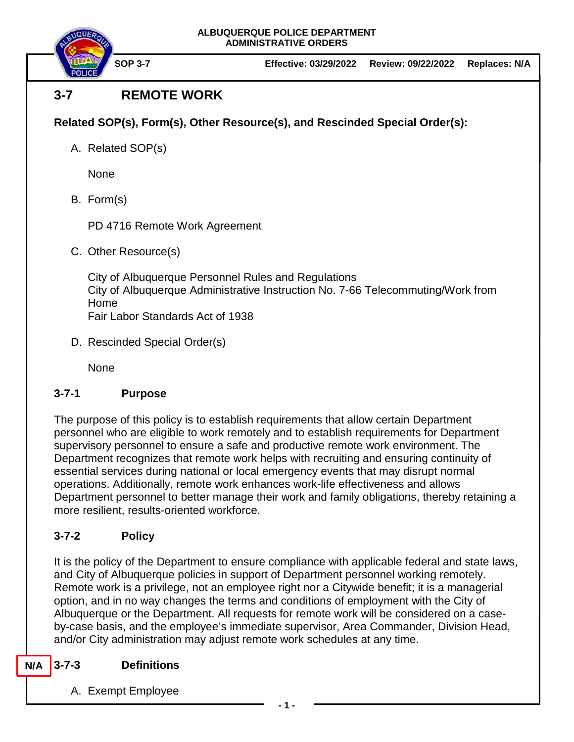**ALBUQUERQUE POLICE DEPARTMENT**
**ADMINISTRATIVE ORDERS**

**SOP 3-7** | **Effective: 03/29/2022** | **Review: 09/22/2022** | **Replaces: N/A**

# 3-7 REMOTE WORK

**Related SOP(s), Form(s), Other Resource(s), and Rescinded Special Order(s):**

A. Related SOP(s)

None

B. Form(s)

PD 4716 Remote Work Agreement

C. Other Resource(s)

City of Albuquerque Personnel Rules and Regulations
City of Albuquerque Administrative Instruction No. 7-66 Telecommuting/Work from Home
Fair Labor Standards Act of 1938

D. Rescinded Special Order(s)

None

## 3-7-1 Purpose

The purpose of this policy is to establish requirements that allow certain Department personnel who are eligible to work remotely and to establish requirements for Department supervisory personnel to ensure a safe and productive remote work environment. The Department recognizes that remote work helps with recruiting and ensuring continuity of essential services during national or local emergency events that may disrupt normal operations. Additionally, remote work enhances work-life effectiveness and allows Department personnel to better manage their work and family obligations, thereby retaining a more resilient, results-oriented workforce.

## 3-7-2 Policy

It is the policy of the Department to ensure compliance with applicable federal and state laws, and City of Albuquerque policies in support of Department personnel working remotely. Remote work is a privilege, not an employee right nor a Citywide benefit; it is a managerial option, and in no way changes the terms and conditions of employment with the City of Albuquerque or the Department. All requests for remote work will be considered on a case-by-case basis, and the employee's immediate supervisor, Area Commander, Division Head, and/or City administration may adjust remote work schedules at any time.

N/A

## 3-7-3 Definitions

A. Exempt Employee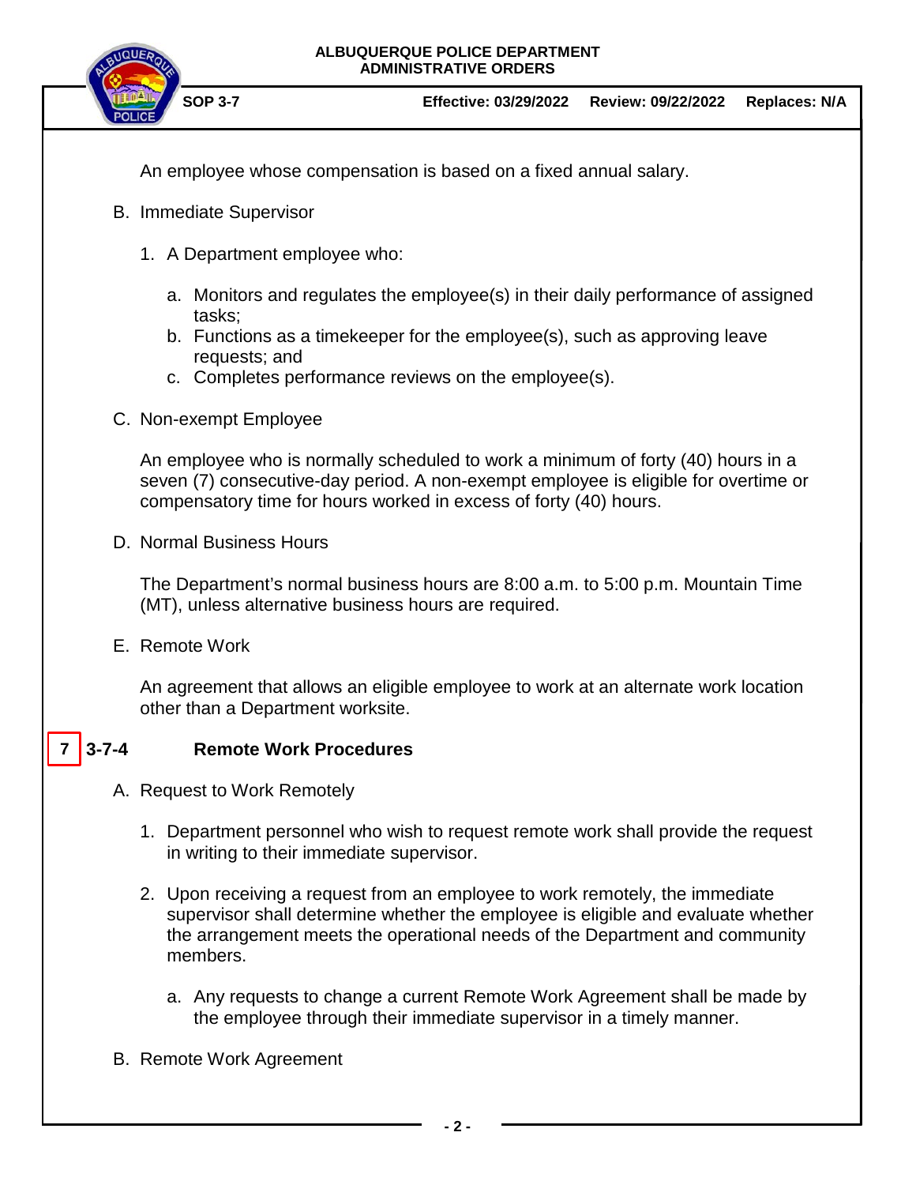An employee whose compensation is based on a fixed annual salary.

B. Immediate Supervisor

1. A Department employee who:

    a. Monitors and regulates the employee(s) in their daily performance of assigned tasks;
    b. Functions as a timekeeper for the employee(s), such as approving leave requests; and
    c. Completes performance reviews on the employee(s).

C. Non-exempt Employee

An employee who is normally scheduled to work a minimum of forty (40) hours in a seven (7) consecutive-day period. A non-exempt employee is eligible for overtime or compensatory time for hours worked in excess of forty (40) hours.

D. Normal Business Hours

The Department's normal business hours are 8:00 a.m. to 5:00 p.m. Mountain Time (MT), unless alternative business hours are required.

E. Remote Work

An agreement that allows an eligible employee to work at an alternate work location other than a Department worksite.

## 7 | 3-7-4 Remote Work Procedures

A. Request to Work Remotely

1. Department personnel who wish to request remote work shall provide the request in writing to their immediate supervisor.

2. Upon receiving a request from an employee to work remotely, the immediate supervisor shall determine whether the employee is eligible and evaluate whether the arrangement meets the operational needs of the Department and community members.

    a. Any requests to change a current Remote Work Agreement shall be made by the employee through their immediate supervisor in a timely manner.

B. Remote Work Agreement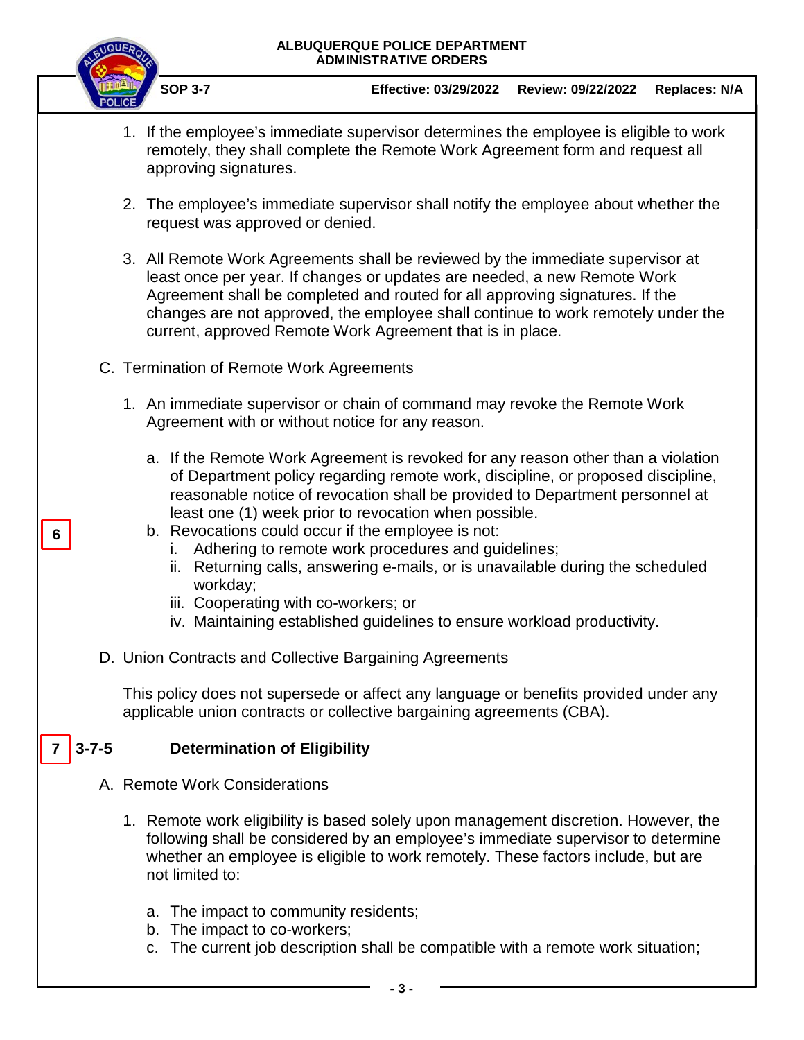1. If the employee's immediate supervisor determines the employee is eligible to work remotely, they shall complete the Remote Work Agreement form and request all approving signatures.

2. The employee's immediate supervisor shall notify the employee about whether the request was approved or denied.

3. All Remote Work Agreements shall be reviewed by the immediate supervisor at least once per year. If changes or updates are needed, a new Remote Work Agreement shall be completed and routed for all approving signatures. If the changes are not approved, the employee shall continue to work remotely under the current, approved Remote Work Agreement that is in place.

C. Termination of Remote Work Agreements

1. An immediate supervisor or chain of command may revoke the Remote Work Agreement with or without notice for any reason.

   a. If the Remote Work Agreement is revoked for any reason other than a violation of Department policy regarding remote work, discipline, or proposed discipline, reasonable notice of revocation shall be provided to Department personnel at least one (1) week prior to revocation when possible.

6

   b. Revocations could occur if the employee is not:
      i. Adhering to remote work procedures and guidelines;
      ii. Returning calls, answering e-mails, or is unavailable during the scheduled workday;
      iii. Cooperating with co-workers; or
      iv. Maintaining established guidelines to ensure workload productivity.

D. Union Contracts and Collective Bargaining Agreements

This policy does not supersede or affect any language or benefits provided under any applicable union contracts or collective bargaining agreements (CBA).

## 7 3-7-5 Determination of Eligibility

A. Remote Work Considerations

1. Remote work eligibility is based solely upon management discretion. However, the following shall be considered by an employee's immediate supervisor to determine whether an employee is eligible to work remotely. These factors include, but are not limited to:

   a. The impact to community residents;
   b. The impact to co-workers;
   c. The current job description shall be compatible with a remote work situation;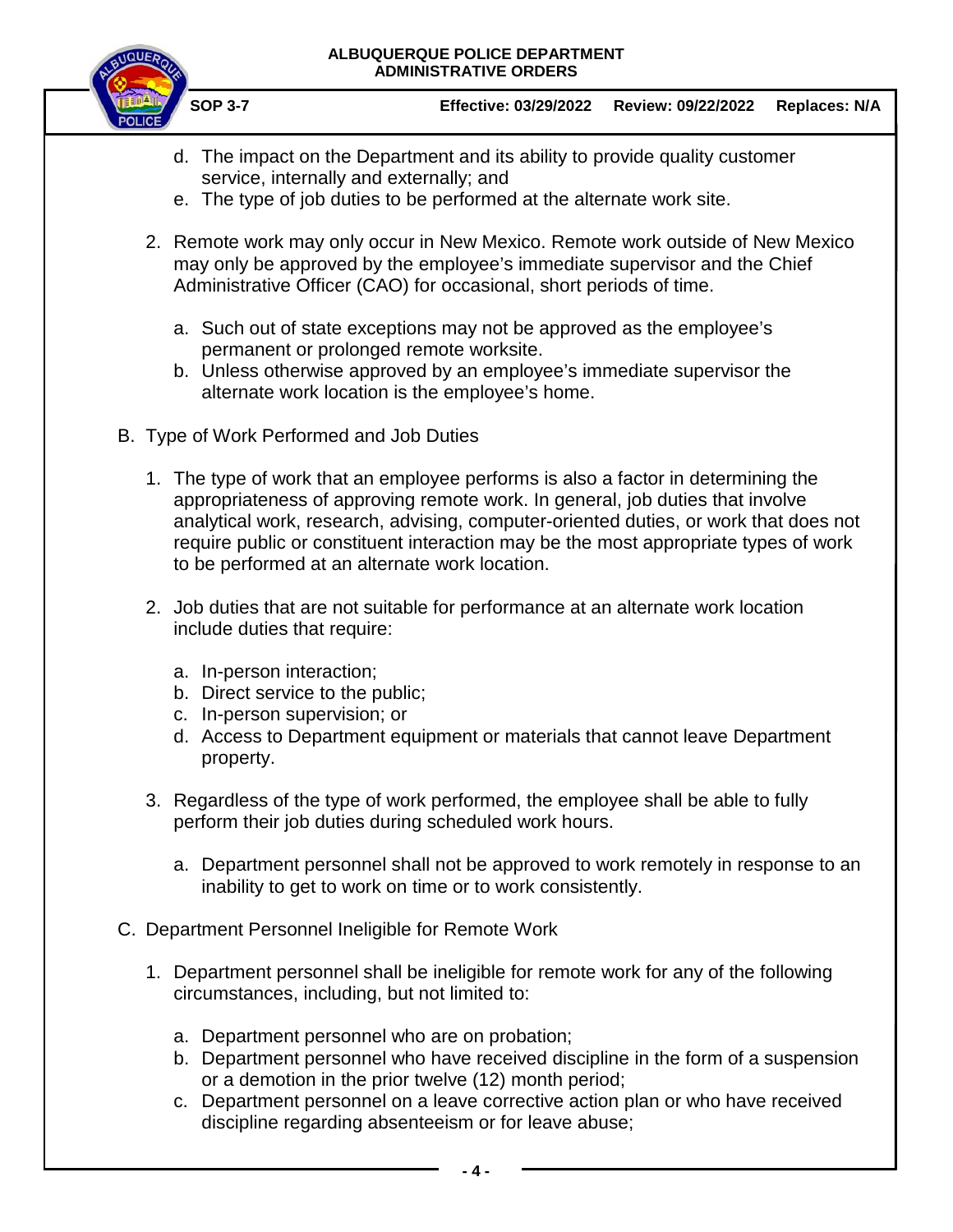d. The impact on the Department and its ability to provide quality customer service, internally and externally; and
e. The type of job duties to be performed at the alternate work site.

2. Remote work may only occur in New Mexico. Remote work outside of New Mexico may only be approved by the employee's immediate supervisor and the Chief Administrative Officer (CAO) for occasional, short periods of time.

   a. Such out of state exceptions may not be approved as the employee's permanent or prolonged remote worksite.
   b. Unless otherwise approved by an employee's immediate supervisor the alternate work location is the employee's home.

B. Type of Work Performed and Job Duties

   1. The type of work that an employee performs is also a factor in determining the appropriateness of approving remote work. In general, job duties that involve analytical work, research, advising, computer-oriented duties, or work that does not require public or constituent interaction may be the most appropriate types of work to be performed at an alternate work location.

   2. Job duties that are not suitable for performance at an alternate work location include duties that require:

      a. In-person interaction;
      b. Direct service to the public;
      c. In-person supervision; or
      d. Access to Department equipment or materials that cannot leave Department property.

   3. Regardless of the type of work performed, the employee shall be able to fully perform their job duties during scheduled work hours.

      a. Department personnel shall not be approved to work remotely in response to an inability to get to work on time or to work consistently.

C. Department Personnel Ineligible for Remote Work

   1. Department personnel shall be ineligible for remote work for any of the following circumstances, including, but not limited to:

      a. Department personnel who are on probation;
      b. Department personnel who have received discipline in the form of a suspension or a demotion in the prior twelve (12) month period;
      c. Department personnel on a leave corrective action plan or who have received discipline regarding absenteeism or for leave abuse;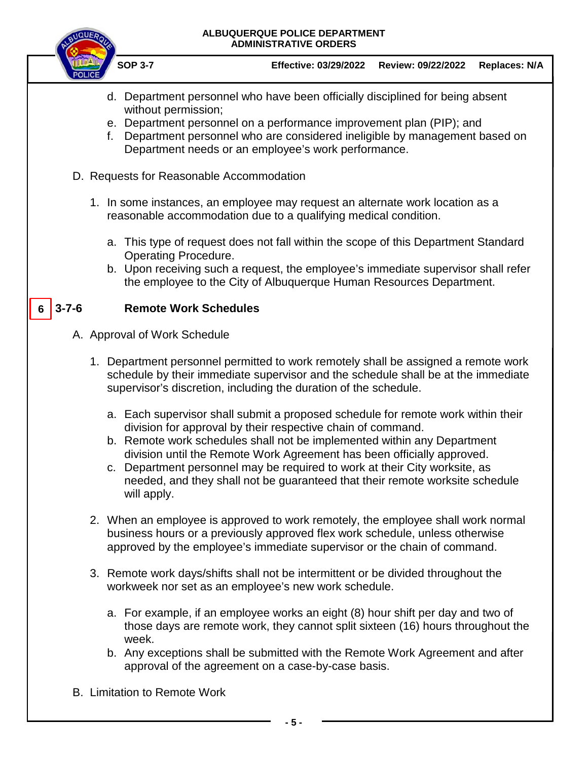d. Department personnel who have been officially disciplined for being absent without permission;
e. Department personnel on a performance improvement plan (PIP); and
f. Department personnel who are considered ineligible by management based on Department needs or an employee's work performance.

D. Requests for Reasonable Accommodation

1. In some instances, an employee may request an alternate work location as a reasonable accommodation due to a qualifying medical condition.

   a. This type of request does not fall within the scope of this Department Standard Operating Procedure.
   b. Upon receiving such a request, the employee's immediate supervisor shall refer the employee to the City of Albuquerque Human Resources Department.

## 6 3-7-6 Remote Work Schedules

A. Approval of Work Schedule

1. Department personnel permitted to work remotely shall be assigned a remote work schedule by their immediate supervisor and the schedule shall be at the immediate supervisor's discretion, including the duration of the schedule.

   a. Each supervisor shall submit a proposed schedule for remote work within their division for approval by their respective chain of command.
   b. Remote work schedules shall not be implemented within any Department division until the Remote Work Agreement has been officially approved.
   c. Department personnel may be required to work at their City worksite, as needed, and they shall not be guaranteed that their remote worksite schedule will apply.

2. When an employee is approved to work remotely, the employee shall work normal business hours or a previously approved flex work schedule, unless otherwise approved by the employee's immediate supervisor or the chain of command.

3. Remote work days/shifts shall not be intermittent or be divided throughout the workweek nor set as an employee's new work schedule.

   a. For example, if an employee works an eight (8) hour shift per day and two of those days are remote work, they cannot split sixteen (16) hours throughout the week.
   b. Any exceptions shall be submitted with the Remote Work Agreement and after approval of the agreement on a case-by-case basis.

B. Limitation to Remote Work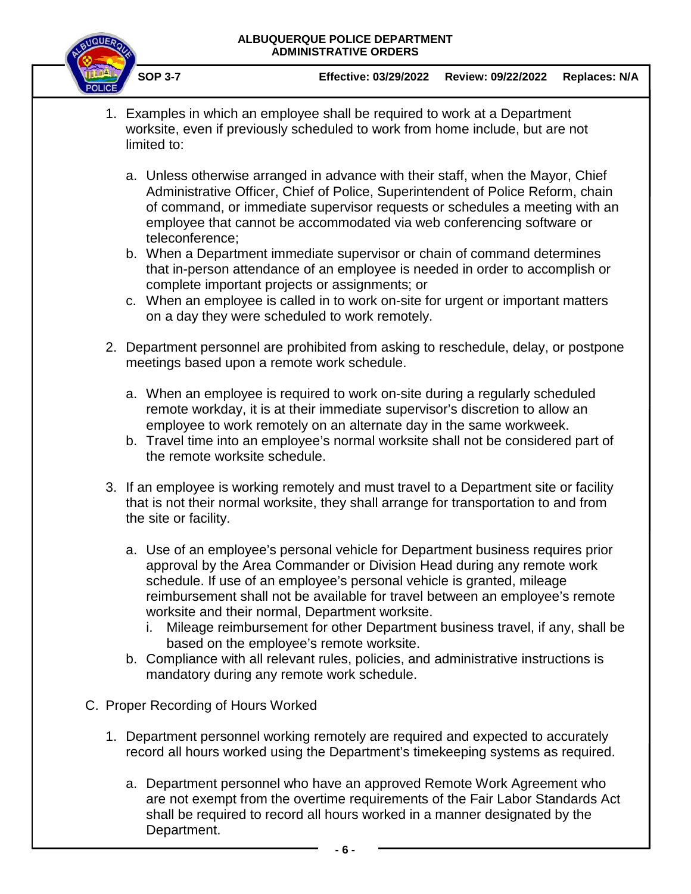1. Examples in which an employee shall be required to work at a Department worksite, even if previously scheduled to work from home include, but are not limited to:

   a. Unless otherwise arranged in advance with their staff, when the Mayor, Chief Administrative Officer, Chief of Police, Superintendent of Police Reform, chain of command, or immediate supervisor requests or schedules a meeting with an employee that cannot be accommodated via web conferencing software or teleconference;
   b. When a Department immediate supervisor or chain of command determines that in-person attendance of an employee is needed in order to accomplish or complete important projects or assignments; or
   c. When an employee is called in to work on-site for urgent or important matters on a day they were scheduled to work remotely.

2. Department personnel are prohibited from asking to reschedule, delay, or postpone meetings based upon a remote work schedule.

   a. When an employee is required to work on-site during a regularly scheduled remote workday, it is at their immediate supervisor's discretion to allow an employee to work remotely on an alternate day in the same workweek.
   b. Travel time into an employee's normal worksite shall not be considered part of the remote worksite schedule.

3. If an employee is working remotely and must travel to a Department site or facility that is not their normal worksite, they shall arrange for transportation to and from the site or facility.

   a. Use of an employee's personal vehicle for Department business requires prior approval by the Area Commander or Division Head during any remote work schedule. If use of an employee's personal vehicle is granted, mileage reimbursement shall not be available for travel between an employee's remote worksite and their normal, Department worksite.
      i. Mileage reimbursement for other Department business travel, if any, shall be based on the employee's remote worksite.
   b. Compliance with all relevant rules, policies, and administrative instructions is mandatory during any remote work schedule.

C. Proper Recording of Hours Worked

1. Department personnel working remotely are required and expected to accurately record all hours worked using the Department's timekeeping systems as required.

   a. Department personnel who have an approved Remote Work Agreement who are not exempt from the overtime requirements of the Fair Labor Standards Act shall be required to record all hours worked in a manner designated by the Department.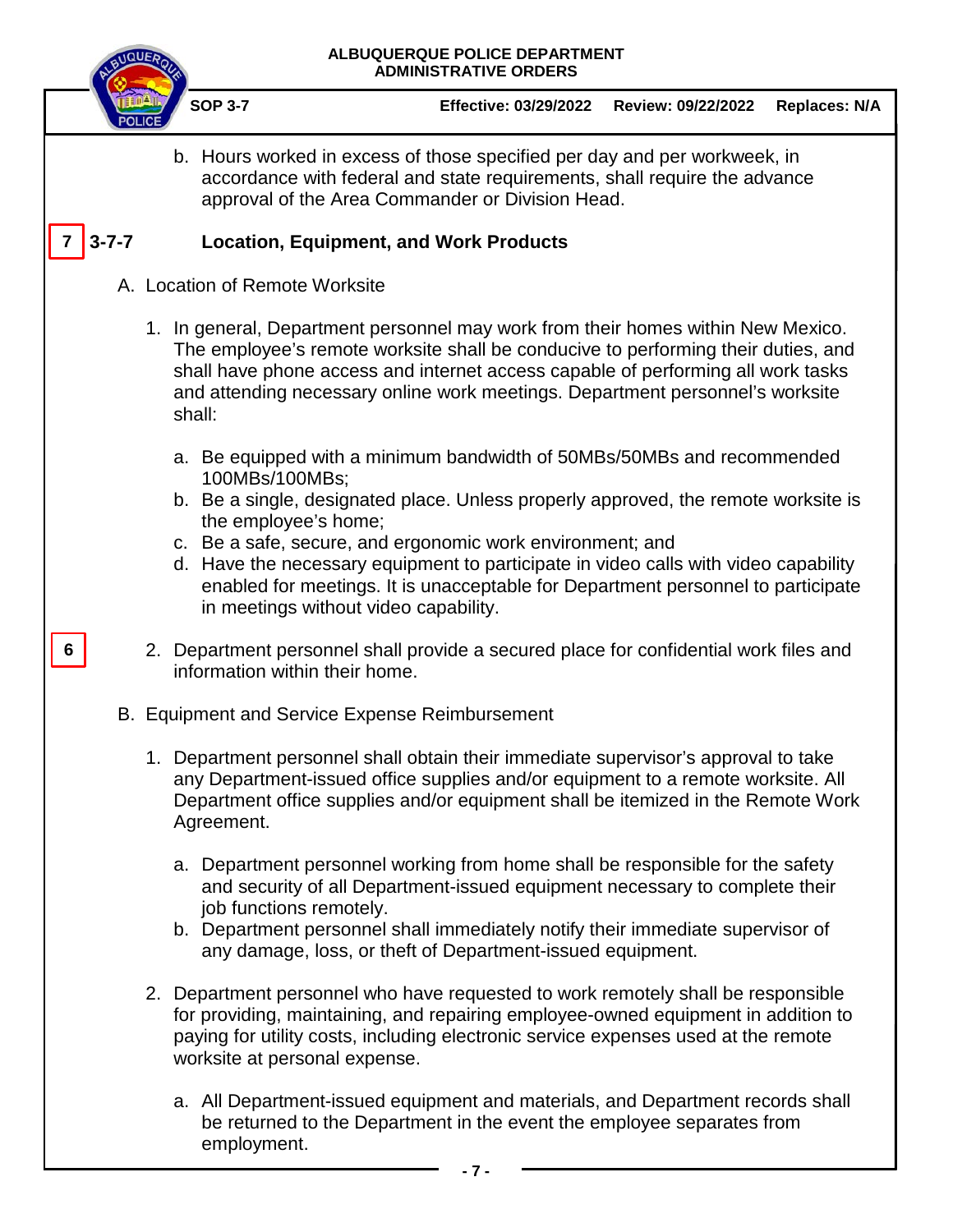b. Hours worked in excess of those specified per day and per workweek, in accordance with federal and state requirements, shall require the advance approval of the Area Commander or Division Head.

7 **3-7-7 Location, Equipment, and Work Products**

A. Location of Remote Worksite

1. In general, Department personnel may work from their homes within New Mexico. The employee's remote worksite shall be conducive to performing their duties, and shall have phone access and internet access capable of performing all work tasks and attending necessary online work meetings. Department personnel's worksite shall:

   a. Be equipped with a minimum bandwidth of 50MBs/50MBs and recommended 100MBs/100MBs;
   b. Be a single, designated place. Unless properly approved, the remote worksite is the employee's home;
   c. Be a safe, secure, and ergonomic work environment; and
   d. Have the necessary equipment to participate in video calls with video capability enabled for meetings. It is unacceptable for Department personnel to participate in meetings without video capability.

6

2. Department personnel shall provide a secured place for confidential work files and information within their home.

B. Equipment and Service Expense Reimbursement

1. Department personnel shall obtain their immediate supervisor's approval to take any Department-issued office supplies and/or equipment to a remote worksite. All Department office supplies and/or equipment shall be itemized in the Remote Work Agreement.

   a. Department personnel working from home shall be responsible for the safety and security of all Department-issued equipment necessary to complete their job functions remotely.
   b. Department personnel shall immediately notify their immediate supervisor of any damage, loss, or theft of Department-issued equipment.

2. Department personnel who have requested to work remotely shall be responsible for providing, maintaining, and repairing employee-owned equipment in addition to paying for utility costs, including electronic service expenses used at the remote worksite at personal expense.

   a. All Department-issued equipment and materials, and Department records shall be returned to the Department in the event the employee separates from employment.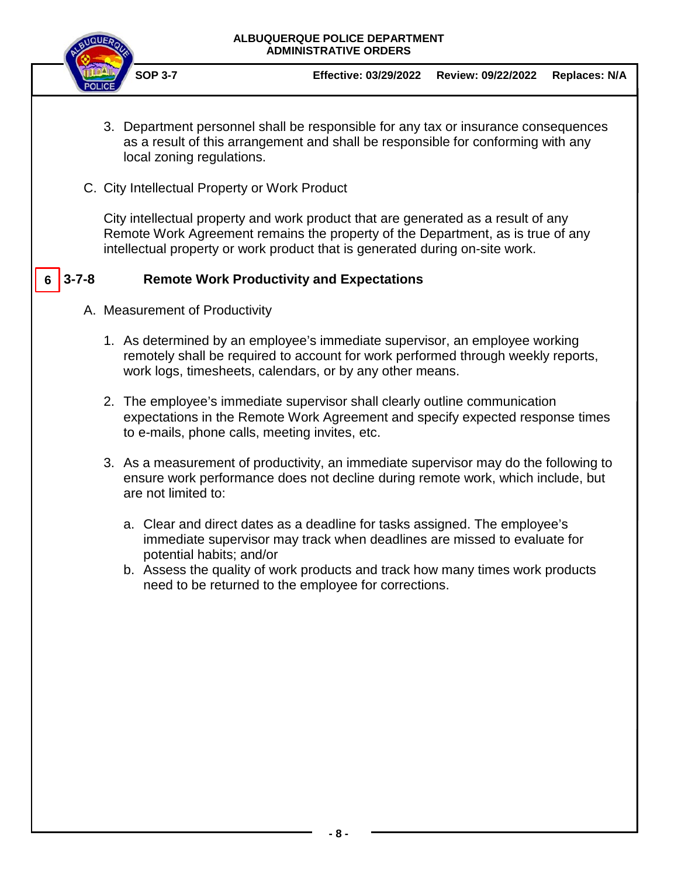3. Department personnel shall be responsible for any tax or insurance consequences as a result of this arrangement and shall be responsible for conforming with any local zoning regulations.

C. City Intellectual Property or Work Product

City intellectual property and work product that are generated as a result of any Remote Work Agreement remains the property of the Department, as is true of any intellectual property or work product that is generated during on-site work.

## 6 3-7-8 Remote Work Productivity and Expectations

A. Measurement of Productivity

1. As determined by an employee's immediate supervisor, an employee working remotely shall be required to account for work performed through weekly reports, work logs, timesheets, calendars, or by any other means.

2. The employee's immediate supervisor shall clearly outline communication expectations in the Remote Work Agreement and specify expected response times to e-mails, phone calls, meeting invites, etc.

3. As a measurement of productivity, an immediate supervisor may do the following to ensure work performance does not decline during remote work, which include, but are not limited to:

   a. Clear and direct dates as a deadline for tasks assigned. The employee's immediate supervisor may track when deadlines are missed to evaluate for potential habits; and/or
   b. Assess the quality of work products and track how many times work products need to be returned to the employee for corrections.